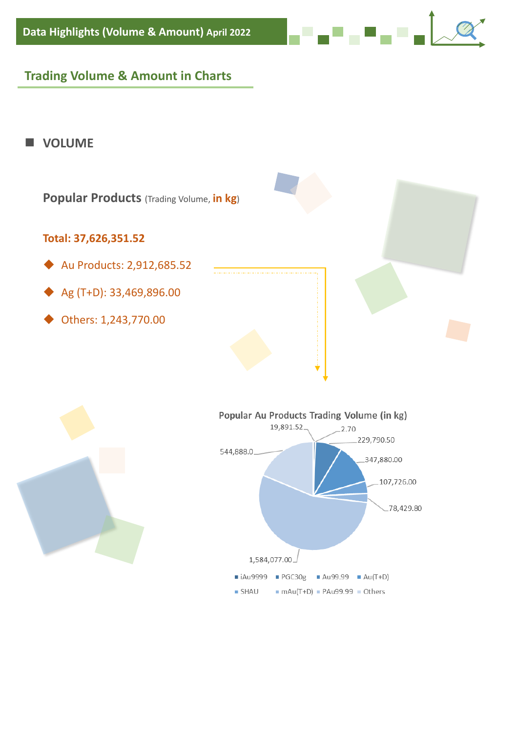# Data Highlights (Volume & Amount) April 2022

## Trading Volume & Amount in Charts

### VOLUME

**Popular Products** (Trading Volume, **in kg**)

**Total: 37,626,351.52**

- Au Products: 2,912,685.52
- Ag (T+D): 33,469,896.00
- Others: 1,243,770.00

Popular Au Products Trading Volume (in kg)

19,891.52
2.70
229,790.50
347,880.00
107,726.00
78,429.80
1,584,077.00
544,888.0

iAu9999, PGC30g, Au99.99, Au(T+D), SHAU, mAu(T+D), PAu99.99, Others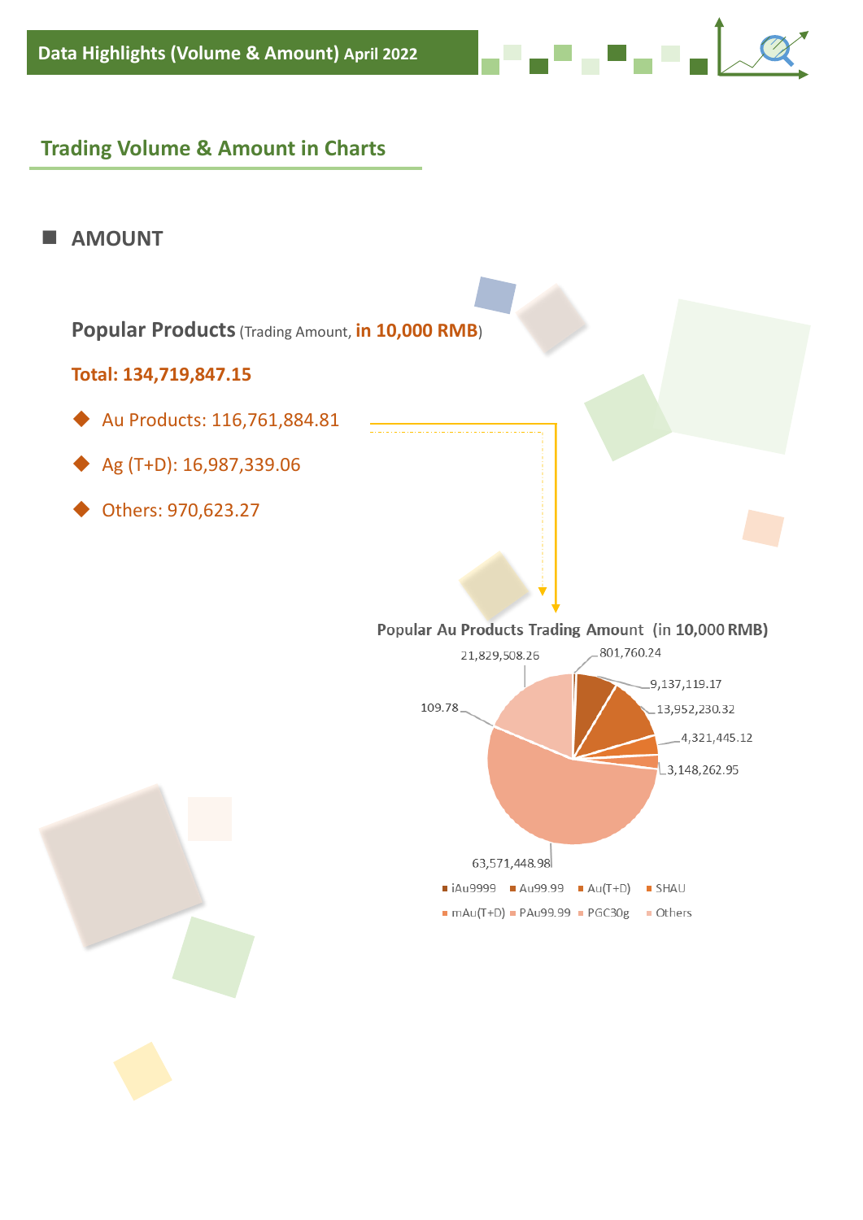## Data Highlights (Volume & Amount) April 2022

### Trading Volume & Amount in Charts

#### AMOUNT

**Popular Products** (Trading Amount, **in 10,000 RMB**)

**Total: 134,719,847.15**

- Au Products: 116,761,884.81
- Ag (T+D): 16,987,339.06
- Others: 970,623.27

Popular Au Products Trading Amount (in 10,000 RMB)

21,829,508.26
801,760.24
9,137,119.17
109.78
13,952,230.32
4,321,445.12
3,148,262.95
63,571,448.98

iAu9999 Au99.99 Au(T+D) SHAU
mAu(T+D) PAu99.99 PGC30g Others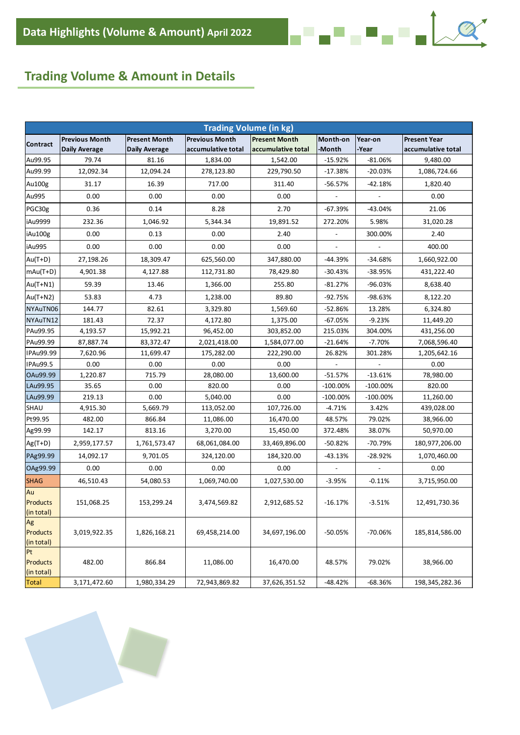## Data Highlights (Volume & Amount) April 2022

## Trading Volume & Amount in Details

| Trading Volume (in kg) | | | | | | | |
|---|---|---|---|---|---|---|---|
| Contract | Previous Month Daily Average | Present Month Daily Average | Previous Month accumulative total | Present Month accumulative total | Month-on-Month | Year-on-Year | Present Year accumulative total |
| Au99.95 | 79.74 | 81.16 | 1,834.00 | 1,542.00 | -15.92% | -81.06% | 9,480.00 |
| Au99.99 | 12,092.34 | 12,094.24 | 278,123.80 | 229,790.50 | -17.38% | -20.03% | 1,086,724.66 |
| Au100g | 31.17 | 16.39 | 717.00 | 311.40 | -56.57% | -42.18% | 1,820.40 |
| Au995 | 0.00 | 0.00 | 0.00 | 0.00 | - | - | 0.00 |
| PGC30g | 0.36 | 0.14 | 8.28 | 2.70 | -67.39% | -43.04% | 21.06 |
| iAu9999 | 232.36 | 1,046.92 | 5,344.34 | 19,891.52 | 272.20% | 5.98% | 31,020.28 |
| iAu100g | 0.00 | 0.13 | 0.00 | 2.40 | - | 300.00% | 2.40 |
| iAu995 | 0.00 | 0.00 | 0.00 | 0.00 | - | - | 400.00 |
| Au(T+D) | 27,198.26 | 18,309.47 | 625,560.00 | 347,880.00 | -44.39% | -34.68% | 1,660,922.00 |
| mAu(T+D) | 4,901.38 | 4,127.88 | 112,731.80 | 78,429.80 | -30.43% | -38.95% | 431,222.40 |
| Au(T+N1) | 59.39 | 13.46 | 1,366.00 | 255.80 | -81.27% | -96.03% | 8,638.40 |
| Au(T+N2) | 53.83 | 4.73 | 1,238.00 | 89.80 | -92.75% | -98.63% | 8,122.20 |
| NYAuTN06 | 144.77 | 82.61 | 3,329.80 | 1,569.60 | -52.86% | 13.28% | 6,324.80 |
| NYAuTN12 | 181.43 | 72.37 | 4,172.80 | 1,375.00 | -67.05% | -9.23% | 11,449.20 |
| PAu99.95 | 4,193.57 | 15,992.21 | 96,452.00 | 303,852.00 | 215.03% | 304.00% | 431,256.00 |
| PAu99.99 | 87,887.74 | 83,372.47 | 2,021,418.00 | 1,584,077.00 | -21.64% | -7.70% | 7,068,596.40 |
| IPAu99.99 | 7,620.96 | 11,699.47 | 175,282.00 | 222,290.00 | 26.82% | 301.28% | 1,205,642.16 |
| IPAu99.5 | 0.00 | 0.00 | 0.00 | 0.00 | - | - | 0.00 |
| OAu99.99 | 1,220.87 | 715.79 | 28,080.00 | 13,600.00 | -51.57% | -13.61% | 78,980.00 |
| LAu99.95 | 35.65 | 0.00 | 820.00 | 0.00 | -100.00% | -100.00% | 820.00 |
| LAu99.99 | 219.13 | 0.00 | 5,040.00 | 0.00 | -100.00% | -100.00% | 11,260.00 |
| SHAU | 4,915.30 | 5,669.79 | 113,052.00 | 107,726.00 | -4.71% | 3.42% | 439,028.00 |
| Pt99.95 | 482.00 | 866.84 | 11,086.00 | 16,470.00 | 48.57% | 79.02% | 38,966.00 |
| Ag99.99 | 142.17 | 813.16 | 3,270.00 | 15,450.00 | 372.48% | 38.07% | 50,970.00 |
| Ag(T+D) | 2,959,177.57 | 1,761,573.47 | 68,061,084.00 | 33,469,896.00 | -50.82% | -70.79% | 180,977,206.00 |
| PAg99.99 | 14,092.17 | 9,701.05 | 324,120.00 | 184,320.00 | -43.13% | -28.92% | 1,070,460.00 |
| OAg99.99 | 0.00 | 0.00 | 0.00 | 0.00 | - | - | 0.00 |
| SHAG | 46,510.43 | 54,080.53 | 1,069,740.00 | 1,027,530.00 | -3.95% | -0.11% | 3,715,950.00 |
| Au Products (in total) | 151,068.25 | 153,299.24 | 3,474,569.82 | 2,912,685.52 | -16.17% | -3.51% | 12,491,730.36 |
| Ag Products (in total) | 3,019,922.35 | 1,826,168.21 | 69,458,214.00 | 34,697,196.00 | -50.05% | -70.06% | 185,814,586.00 |
| Pt Products (in total) | 482.00 | 866.84 | 11,086.00 | 16,470.00 | 48.57% | 79.02% | 38,966.00 |
| Total | 3,171,472.60 | 1,980,334.29 | 72,943,869.82 | 37,626,351.52 | -48.42% | -68.36% | 198,345,282.36 |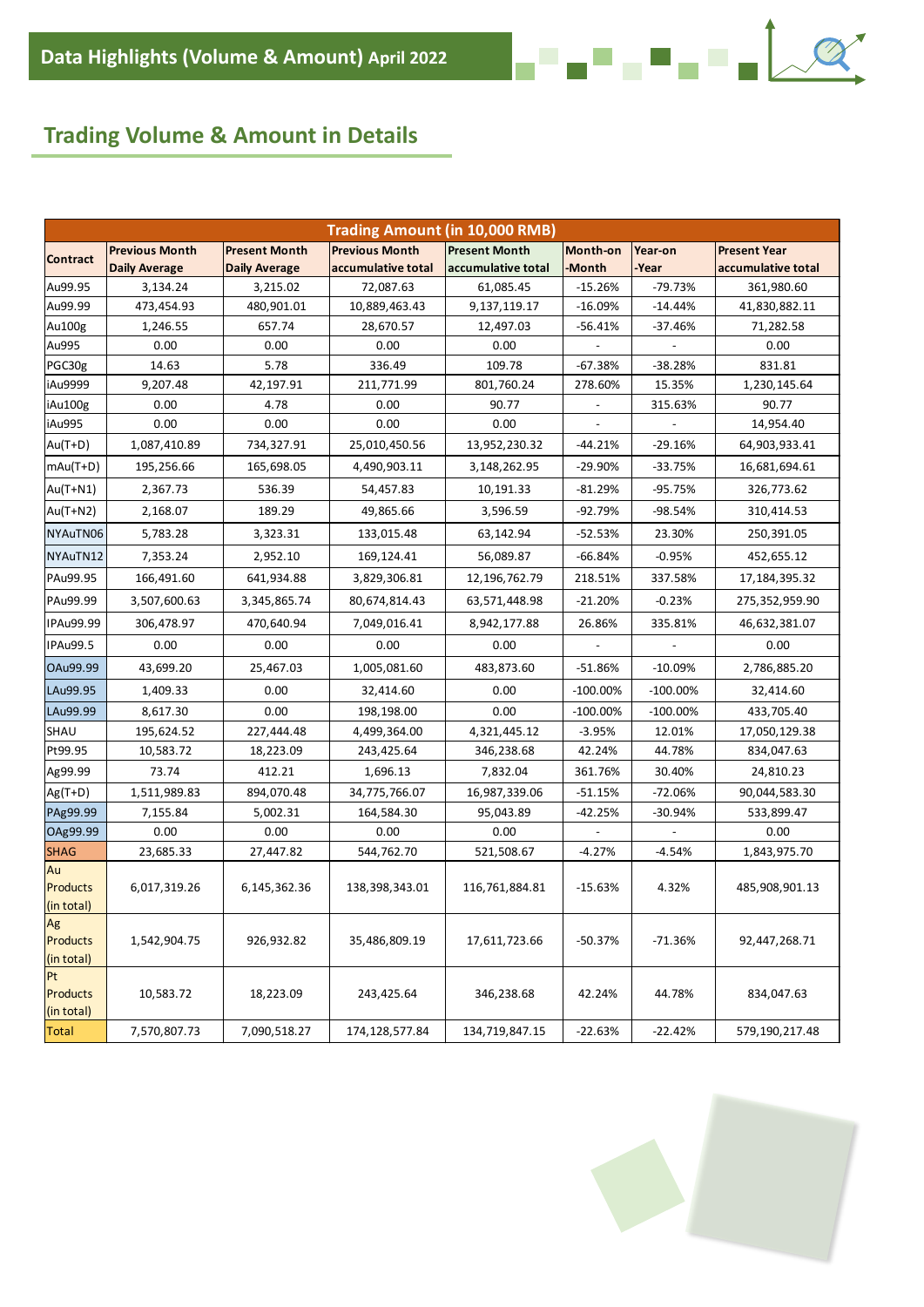# Data Highlights (Volume & Amount) April 2022

## Trading Volume & Amount in Details

| Trading Amount (in 10,000 RMB) | | | | | | | |
|---|---|---|---|---|---|---|---|
| Contract | Previous Month Daily Average | Present Month Daily Average | Previous Month accumulative total | Present Month accumulative total | Month-on-Month | Year-on-Year | Present Year accumulative total |
| Au99.95 | 3,134.24 | 3,215.02 | 72,087.63 | 61,085.45 | -15.26% | -79.73% | 361,980.60 |
| Au99.99 | 473,454.93 | 480,901.01 | 10,889,463.43 | 9,137,119.17 | -16.09% | -14.44% | 41,830,882.11 |
| Au100g | 1,246.55 | 657.74 | 28,670.57 | 12,497.03 | -56.41% | -37.46% | 71,282.58 |
| Au995 | 0.00 | 0.00 | 0.00 | 0.00 | - | - | 0.00 |
| PGC30g | 14.63 | 5.78 | 336.49 | 109.78 | -67.38% | -38.28% | 831.81 |
| iAu9999 | 9,207.48 | 42,197.91 | 211,771.99 | 801,760.24 | 278.60% | 15.35% | 1,230,145.64 |
| iAu100g | 0.00 | 4.78 | 0.00 | 90.77 | - | 315.63% | 90.77 |
| iAu995 | 0.00 | 0.00 | 0.00 | 0.00 | - | - | 14,954.40 |
| Au(T+D) | 1,087,410.89 | 734,327.91 | 25,010,450.56 | 13,952,230.32 | -44.21% | -29.16% | 64,903,933.41 |
| mAu(T+D) | 195,256.66 | 165,698.05 | 4,490,903.11 | 3,148,262.95 | -29.90% | -33.75% | 16,681,694.61 |
| Au(T+N1) | 2,367.73 | 536.39 | 54,457.83 | 10,191.33 | -81.29% | -95.75% | 326,773.62 |
| Au(T+N2) | 2,168.07 | 189.29 | 49,865.66 | 3,596.59 | -92.79% | -98.54% | 310,414.53 |
| NYAuTN06 | 5,783.28 | 3,323.31 | 133,015.48 | 63,142.94 | -52.53% | 23.30% | 250,391.05 |
| NYAuTN12 | 7,353.24 | 2,952.10 | 169,124.41 | 56,089.87 | -66.84% | -0.95% | 452,655.12 |
| PAu99.95 | 166,491.60 | 641,934.88 | 3,829,306.81 | 12,196,762.79 | 218.51% | 337.58% | 17,184,395.32 |
| PAu99.99 | 3,507,600.63 | 3,345,865.74 | 80,674,814.43 | 63,571,448.98 | -21.20% | -0.23% | 275,352,959.90 |
| IPAu99.99 | 306,478.97 | 470,640.94 | 7,049,016.41 | 8,942,177.88 | 26.86% | 335.81% | 46,632,381.07 |
| IPAu99.5 | 0.00 | 0.00 | 0.00 | 0.00 | - | - | 0.00 |
| OAu99.99 | 43,699.20 | 25,467.03 | 1,005,081.60 | 483,873.60 | -51.86% | -10.09% | 2,786,885.20 |
| LAu99.95 | 1,409.33 | 0.00 | 32,414.60 | 0.00 | -100.00% | -100.00% | 32,414.60 |
| LAu99.99 | 8,617.30 | 0.00 | 198,198.00 | 0.00 | -100.00% | -100.00% | 433,705.40 |
| SHAU | 195,624.52 | 227,444.48 | 4,499,364.00 | 4,321,445.12 | -3.95% | 12.01% | 17,050,129.38 |
| Pt99.95 | 10,583.72 | 18,223.09 | 243,425.64 | 346,238.68 | 42.24% | 44.78% | 834,047.63 |
| Ag99.99 | 73.74 | 412.21 | 1,696.13 | 7,832.04 | 361.76% | 30.40% | 24,810.23 |
| Ag(T+D) | 1,511,989.83 | 894,070.48 | 34,775,766.07 | 16,987,339.06 | -51.15% | -72.06% | 90,044,583.30 |
| PAg99.99 | 7,155.84 | 5,002.31 | 164,584.30 | 95,043.89 | -42.25% | -30.94% | 533,899.47 |
| OAg99.99 | 0.00 | 0.00 | 0.00 | 0.00 | - | - | 0.00 |
| SHAG | 23,685.33 | 27,447.82 | 544,762.70 | 521,508.67 | -4.27% | -4.54% | 1,843,975.70 |
| Au Products (in total) | 6,017,319.26 | 6,145,362.36 | 138,398,343.01 | 116,761,884.81 | -15.63% | 4.32% | 485,908,901.13 |
| Ag Products (in total) | 1,542,904.75 | 926,932.82 | 35,486,809.19 | 17,611,723.66 | -50.37% | -71.36% | 92,447,268.71 |
| Pt Products (in total) | 10,583.72 | 18,223.09 | 243,425.64 | 346,238.68 | 42.24% | 44.78% | 834,047.63 |
| Total | 7,570,807.73 | 7,090,518.27 | 174,128,577.84 | 134,719,847.15 | -22.63% | -22.42% | 579,190,217.48 |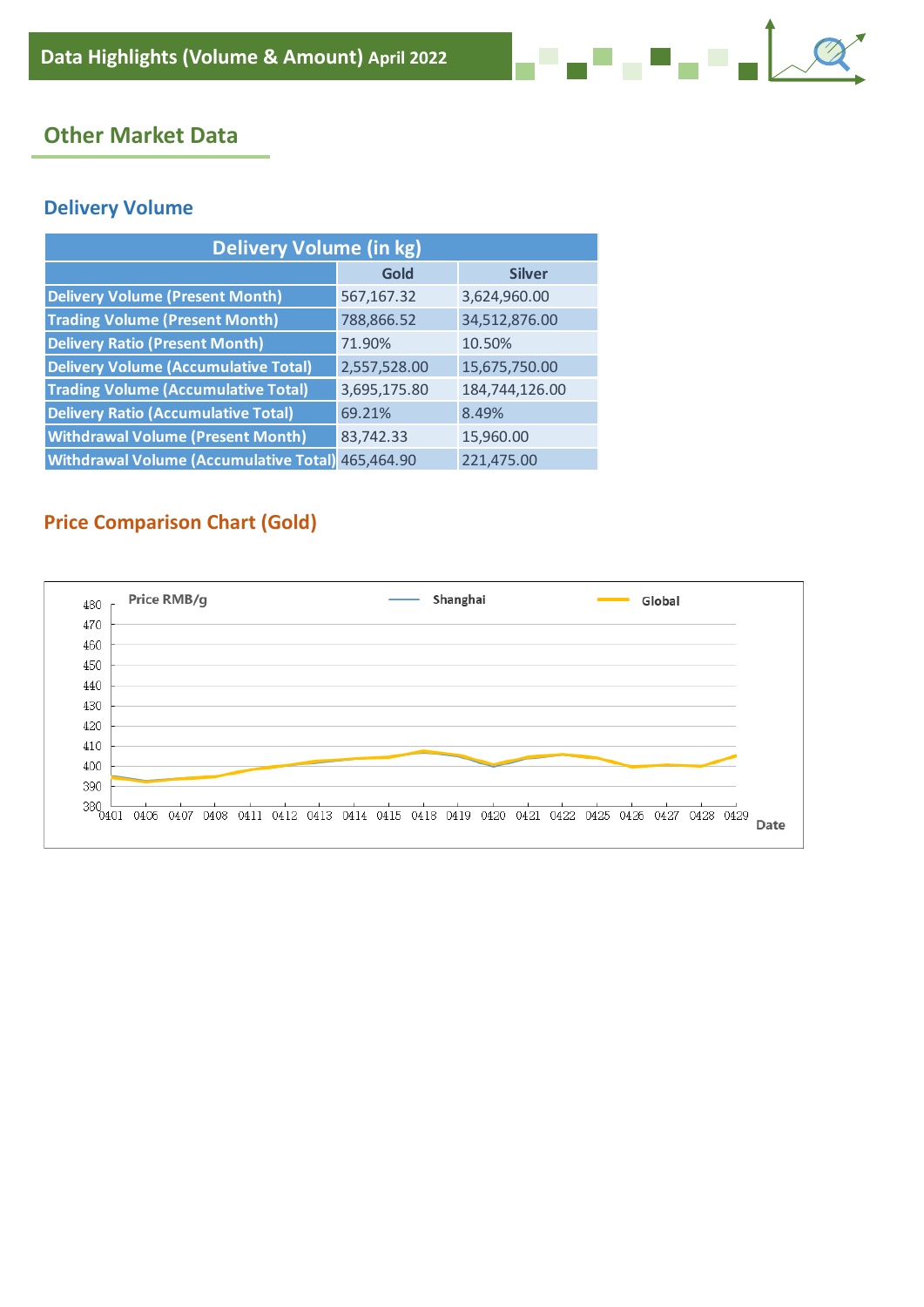Data Highlights (Volume & Amount) April 2022

## Other Market Data

### Delivery Volume

| Delivery Volume (in kg) | | |
|---|---|---|
| | Gold | Silver |
| Delivery Volume (Present Month) | 567,167.32 | 3,624,960.00 |
| Trading Volume (Present Month) | 788,866.52 | 34,512,876.00 |
| Delivery Ratio (Present Month) | 71.90% | 10.50% |
| Delivery Volume (Accumulative Total) | 2,557,528.00 | 15,675,750.00 |
| Trading Volume (Accumulative Total) | 3,695,175.80 | 184,744,126.00 |
| Delivery Ratio (Accumulative Total) | 69.21% | 8.49% |
| Withdrawal Volume (Present Month) | 83,742.33 | 15,960.00 |
| Withdrawal Volume (Accumulative Total) | 465,464.90 | 221,475.00 |

### Price Comparison Chart (Gold)

Price RMB/g

Shanghai

Global

480
470
460
450
440
430
420
410
400
390
380

0401 0406 0407 0408 0411 0412 0413 0414 0415 0418 0419 0420 0421 0422 0425 0426 0427 0428 0429

Date